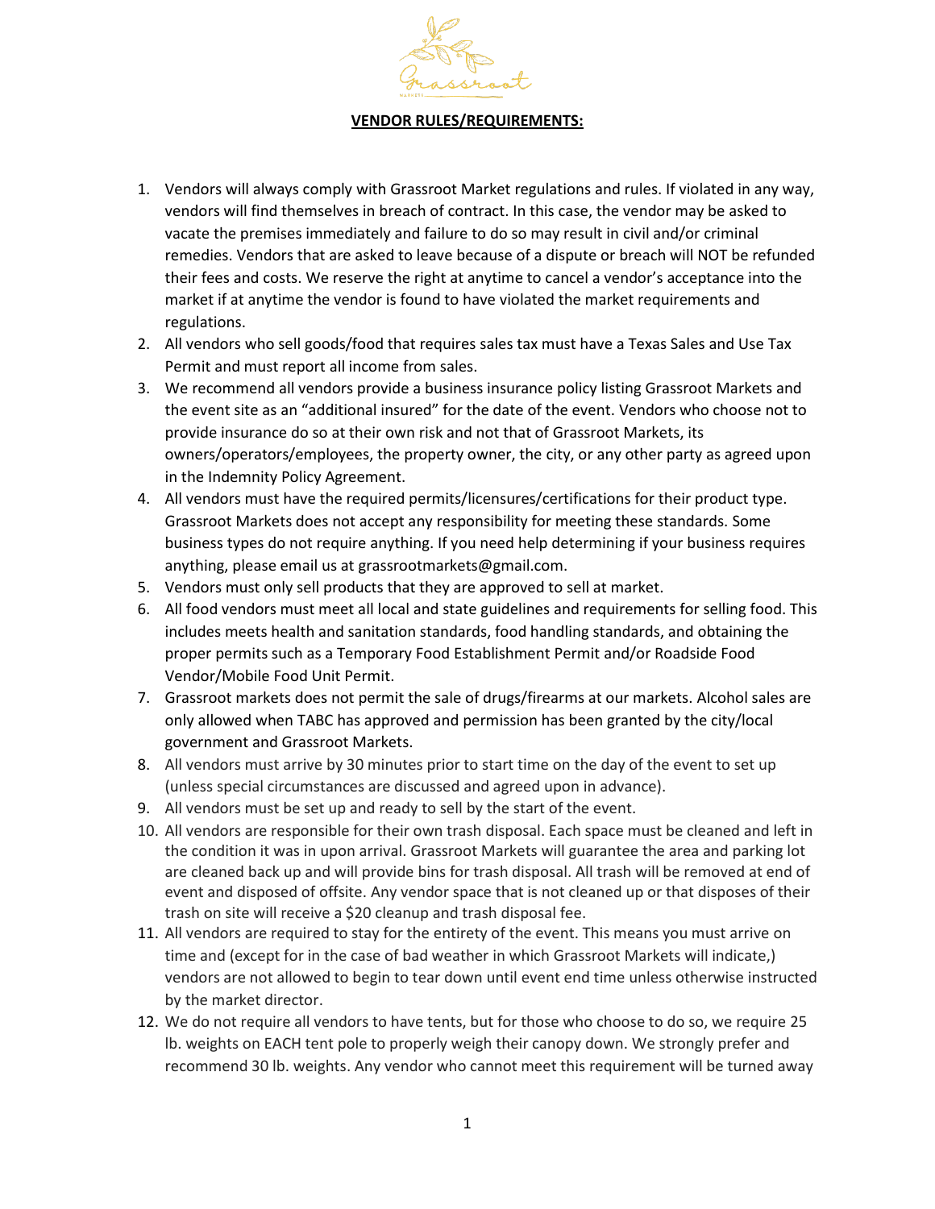**VENDOR RULES/REQUIREMENTS:**

1. Vendors will always comply with Grassroot Market regulations and rules. If violated in any way, vendors will find themselves in breach of contract. In this case, the vendor may be asked to vacate the premises immediately and failure to do so may result in civil and/or criminal remedies. Vendors that are asked to leave because of a dispute or breach will NOT be refunded their fees and costs. We reserve the right at anytime to cancel a vendor's acceptance into the market if at anytime the vendor is found to have violated the market requirements and regulations.
2. All vendors who sell goods/food that requires sales tax must have a Texas Sales and Use Tax Permit and must report all income from sales.
3. We recommend all vendors provide a business insurance policy listing Grassroot Markets and the event site as an "additional insured" for the date of the event. Vendors who choose not to provide insurance do so at their own risk and not that of Grassroot Markets, its owners/operators/employees, the property owner, the city, or any other party as agreed upon in the Indemnity Policy Agreement.
4. All vendors must have the required permits/licensures/certifications for their product type. Grassroot Markets does not accept any responsibility for meeting these standards. Some business types do not require anything. If you need help determining if your business requires anything, please email us at grassrootmarkets@gmail.com.
5. Vendors must only sell products that they are approved to sell at market.
6. All food vendors must meet all local and state guidelines and requirements for selling food. This includes meets health and sanitation standards, food handling standards, and obtaining the proper permits such as a Temporary Food Establishment Permit and/or Roadside Food Vendor/Mobile Food Unit Permit.
7. Grassroot markets does not permit the sale of drugs/firearms at our markets. Alcohol sales are only allowed when TABC has approved and permission has been granted by the city/local government and Grassroot Markets.
8. All vendors must arrive by 30 minutes prior to start time on the day of the event to set up (unless special circumstances are discussed and agreed upon in advance).
9. All vendors must be set up and ready to sell by the start of the event.
10. All vendors are responsible for their own trash disposal. Each space must be cleaned and left in the condition it was in upon arrival. Grassroot Markets will guarantee the area and parking lot are cleaned back up and will provide bins for trash disposal. All trash will be removed at end of event and disposed of offsite. Any vendor space that is not cleaned up or that disposes of their trash on site will receive a $20 cleanup and trash disposal fee.
11. All vendors are required to stay for the entirety of the event. This means you must arrive on time and (except for in the case of bad weather in which Grassroot Markets will indicate,) vendors are not allowed to begin to tear down until event end time unless otherwise instructed by the market director.
12. We do not require all vendors to have tents, but for those who choose to do so, we require 25 lb. weights on EACH tent pole to properly weigh their canopy down. We strongly prefer and recommend 30 lb. weights. Any vendor who cannot meet this requirement will be turned away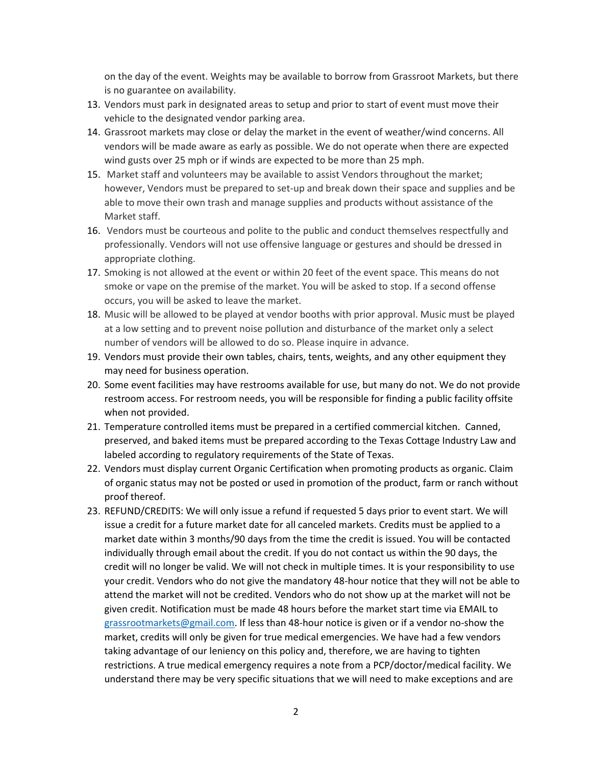on the day of the event. Weights may be available to borrow from Grassroot Markets, but there is no guarantee on availability.

13. Vendors must park in designated areas to setup and prior to start of event must move their vehicle to the designated vendor parking area.
14. Grassroot markets may close or delay the market in the event of weather/wind concerns. All vendors will be made aware as early as possible. We do not operate when there are expected wind gusts over 25 mph or if winds are expected to be more than 25 mph.
15. Market staff and volunteers may be available to assist Vendors throughout the market; however, Vendors must be prepared to set-up and break down their space and supplies and be able to move their own trash and manage supplies and products without assistance of the Market staff.
16. Vendors must be courteous and polite to the public and conduct themselves respectfully and professionally. Vendors will not use offensive language or gestures and should be dressed in appropriate clothing.
17. Smoking is not allowed at the event or within 20 feet of the event space. This means do not smoke or vape on the premise of the market. You will be asked to stop. If a second offense occurs, you will be asked to leave the market.
18. Music will be allowed to be played at vendor booths with prior approval. Music must be played at a low setting and to prevent noise pollution and disturbance of the market only a select number of vendors will be allowed to do so. Please inquire in advance.
19. Vendors must provide their own tables, chairs, tents, weights, and any other equipment they may need for business operation.
20. Some event facilities may have restrooms available for use, but many do not. We do not provide restroom access. For restroom needs, you will be responsible for finding a public facility offsite when not provided.
21. Temperature controlled items must be prepared in a certified commercial kitchen. Canned, preserved, and baked items must be prepared according to the Texas Cottage Industry Law and labeled according to regulatory requirements of the State of Texas.
22. Vendors must display current Organic Certification when promoting products as organic. Claim of organic status may not be posted or used in promotion of the product, farm or ranch without proof thereof.
23. REFUND/CREDITS: We will only issue a refund if requested 5 days prior to event start. We will issue a credit for a future market date for all canceled markets. Credits must be applied to a market date within 3 months/90 days from the time the credit is issued. You will be contacted individually through email about the credit. If you do not contact us within the 90 days, the credit will no longer be valid. We will not check in multiple times. It is your responsibility to use your credit. Vendors who do not give the mandatory 48-hour notice that they will not be able to attend the market will not be credited. Vendors who do not show up at the market will not be given credit. Notification must be made 48 hours before the market start time via EMAIL to grassrootmarkets@gmail.com. If less than 48-hour notice is given or if a vendor no-show the market, credits will only be given for true medical emergencies. We have had a few vendors taking advantage of our leniency on this policy and, therefore, we are having to tighten restrictions. A true medical emergency requires a note from a PCP/doctor/medical facility. We understand there may be very specific situations that we will need to make exceptions and are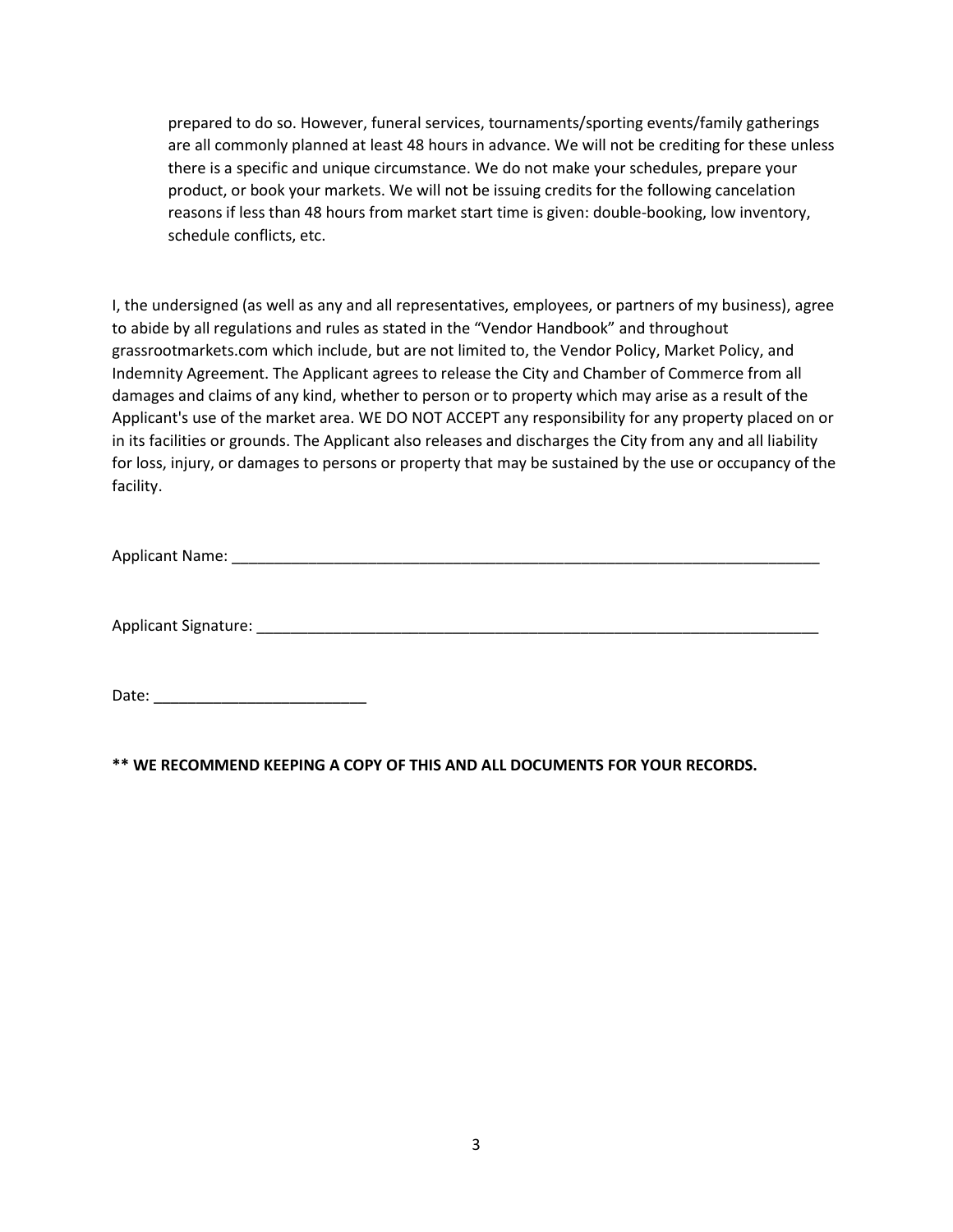prepared to do so. However, funeral services, tournaments/sporting events/family gatherings are all commonly planned at least 48 hours in advance. We will not be crediting for these unless there is a specific and unique circumstance. We do not make your schedules, prepare your product, or book your markets. We will not be issuing credits for the following cancelation reasons if less than 48 hours from market start time is given: double-booking, low inventory, schedule conflicts, etc.

I, the undersigned (as well as any and all representatives, employees, or partners of my business), agree to abide by all regulations and rules as stated in the "Vendor Handbook" and throughout grassrootmarkets.com which include, but are not limited to, the Vendor Policy, Market Policy, and Indemnity Agreement. The Applicant agrees to release the City and Chamber of Commerce from all damages and claims of any kind, whether to person or to property which may arise as a result of the Applicant's use of the market area. WE DO NOT ACCEPT any responsibility for any property placed on or in its facilities or grounds. The Applicant also releases and discharges the City from any and all liability for loss, injury, or damages to persons or property that may be sustained by the use or occupancy of the facility.

Applicant Name: ___________________________________________________________________________

Applicant Signature: _______________________________________________________________________

Date: __________________________

**** WE RECOMMEND KEEPING A COPY OF THIS AND ALL DOCUMENTS FOR YOUR RECORDS.**